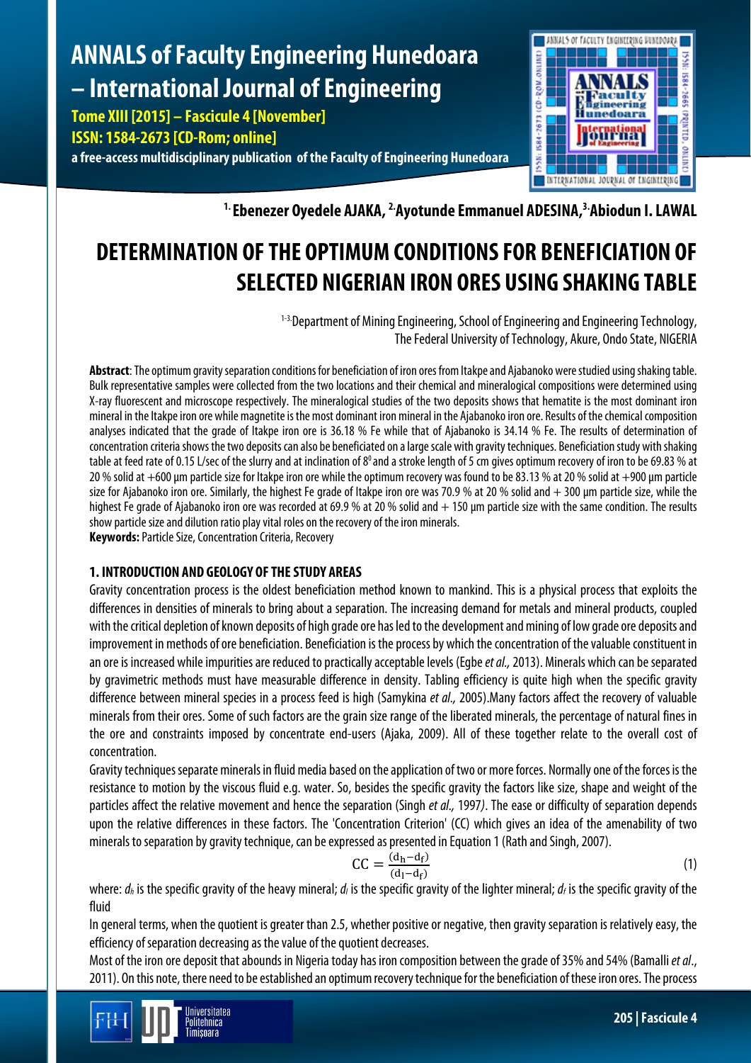# DETERMINATION OF THE OPTIMUM CONDITIONS FOR BENEFICIATION OF SELECTED NIGERIAN IRON ORES USING SHAKING TABLE

**[1] Ebenezer Oyedele AJAKA, [2] Ayotunde Emmanuel ADESINA, [3] Abiodun I. LAWAL**

[1-3] Department of Mining Engineering, School of Engineering and Engineering Technology, The Federal University of Technology, Akure, Ondo State, NIGERIA

**Abstract**: The optimum gravity separation conditions for beneficiation of iron ores from Itakpe and Ajabanoko were studied using shaking table. Bulk representative samples were collected from the two locations and their chemical and mineralogical compositions were determined using X-ray fluorescent and microscope respectively. The mineralogical studies of the two deposits shows that hematite is the most dominant iron mineral in the Itakpe iron ore while magnetite is the most dominant iron mineral in the Ajabanoko iron ore. Results of the chemical composition analyses indicated that the grade of Itakpe iron ore is 36.18 % Fe while that of Ajabanoko is 34.14 % Fe. The results of determination of concentration criteria shows the two deposits can also be beneficiated on a large scale with gravity techniques. Beneficiation study with shaking table at feed rate of 0.15 L/sec of the slurry and at inclination of $8^0$ and a stroke length of 5 cm gives optimum recovery of iron to be 69.83 % at 20 % solid at +600 µm particle size for Itakpe iron ore while the optimum recovery was found to be 83.13 % at 20 % solid at +900 µm particle size for Ajabanoko iron ore. Similarly, the highest Fe grade of Itakpe iron ore was 70.9 % at 20 % solid and + 300 µm particle size, while the highest Fe grade of Ajabanoko iron ore was recorded at 69.9 % at 20 % solid and + 150 µm particle size with the same condition. The results show particle size and dilution ratio play vital roles on the recovery of the iron minerals.

**Keywords:** Particle Size, Concentration Criteria, Recovery

## 1. INTRODUCTION AND GEOLOGY OF THE STUDY AREAS

Gravity concentration process is the oldest beneficiation method known to mankind. This is a physical process that exploits the differences in densities of minerals to bring about a separation. The increasing demand for metals and mineral products, coupled with the critical depletion of known deposits of high grade ore has led to the development and mining of low grade ore deposits and improvement in methods of ore beneficiation. Beneficiation is the process by which the concentration of the valuable constituent in an ore is increased while impurities are reduced to practically acceptable levels (Egbe *et al.,* 2013). Minerals which can be separated by gravimetric methods must have measurable difference in density. Tabling efficiency is quite high when the specific gravity difference between mineral species in a process feed is high (Samykina *et al.,* 2005).Many factors affect the recovery of valuable minerals from their ores. Some of such factors are the grain size range of the liberated minerals, the percentage of natural fines in the ore and constraints imposed by concentrate end-users (Ajaka, 2009). All of these together relate to the overall cost of concentration.

Gravity techniques separate minerals in fluid media based on the application of two or more forces. Normally one of the forces is the resistance to motion by the viscous fluid e.g. water. So, besides the specific gravity the factors like size, shape and weight of the particles affect the relative movement and hence the separation (Singh *et al.,* 1997). The ease or difficulty of separation depends upon the relative differences in these factors. The 'Concentration Criterion' (CC) which gives an idea of the amenability of two minerals to separation by gravity technique, can be expressed as presented in Equation 1 (Rath and Singh, 2007).

$$CC = \frac{(d_h - d_f)}{(d_l - d_f)} \tag{1}$$

where: $d_h$ is the specific gravity of the heavy mineral; $d_l$ is the specific gravity of the lighter mineral; $d_f$ is the specific gravity of the fluid

In general terms, when the quotient is greater than 2.5, whether positive or negative, then gravity separation is relatively easy, the efficiency of separation decreasing as the value of the quotient decreases.

Most of the iron ore deposit that abounds in Nigeria today has iron composition between the grade of 35% and 54% (Bamalli *et al*., 2011). On this note, there need to be established an optimum recovery technique for the beneficiation of these iron ores. The process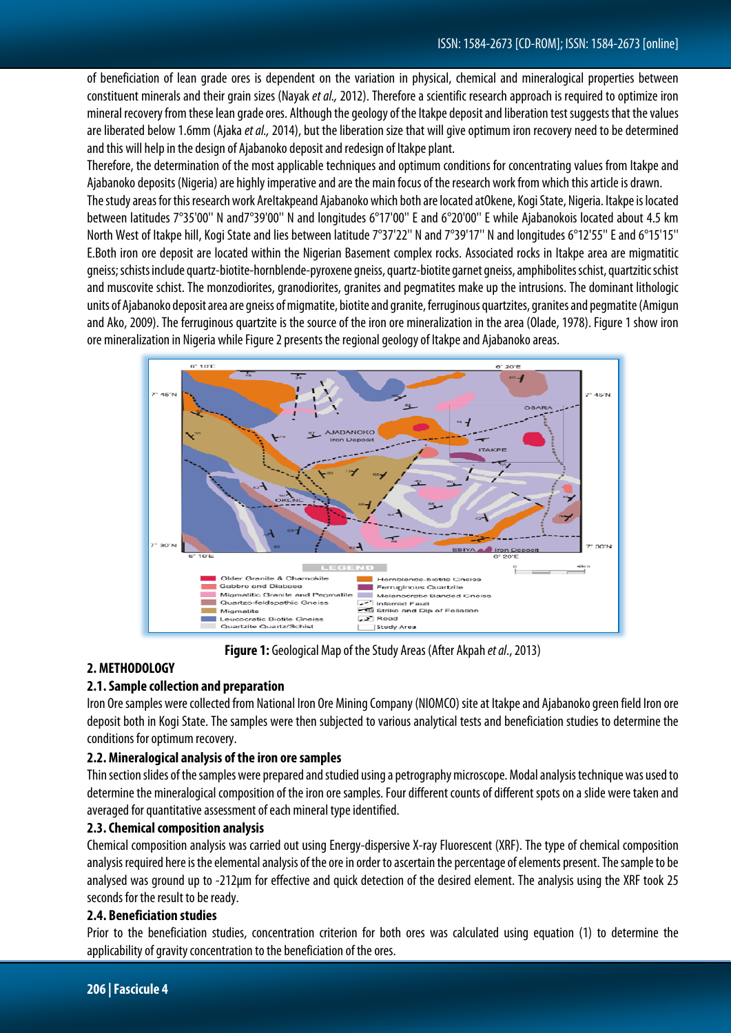of beneficiation of lean grade ores is dependent on the variation in physical, chemical and mineralogical properties between constituent minerals and their grain sizes (Nayak *et al.,* 2012). Therefore a scientific research approach is required to optimize iron mineral recovery from these lean grade ores. Although the geology of the Itakpe deposit and liberation test suggests that the values are liberated below 1.6mm (Ajaka *et al.,* 2014), but the liberation size that will give optimum iron recovery need to be determined and this will help in the design of Ajabanoko deposit and redesign of Itakpe plant.

Therefore, the determination of the most applicable techniques and optimum conditions for concentrating values from Itakpe and Ajabanoko deposits (Nigeria) are highly imperative and are the main focus of the research work from which this article is drawn.

The study areas for this research work AreItakpeand Ajabanoko which both are located atOkene, Kogi State, Nigeria. Itakpe is located between latitudes 7°35'00'' N and7°39'00'' N and longitudes 6°17'00'' E and 6°20'00'' E while Ajabanokois located about 4.5 km North West of Itakpe hill, Kogi State and lies between latitude 7°37'22'' N and 7°39'17'' N and longitudes 6°12'55'' E and 6°15'15'' E.Both iron ore deposit are located within the Nigerian Basement complex rocks. Associated rocks in Itakpe area are migmatitic gneiss; schists include quartz-biotite-hornblende-pyroxene gneiss, quartz-biotite garnet gneiss, amphibolites schist, quartzitic schist and muscovite schist. The monzodiorites, granodiorites, granites and pegmatites make up the intrusions. The dominant lithologic units of Ajabanoko deposit area are gneiss of migmatite, biotite and granite, ferruginous quartzites, granites and pegmatite (Amigun and Ako, 2009). The ferruginous quartzite is the source of the iron ore mineralization in the area (Olade, 1978). Figure 1 show iron ore mineralization in Nigeria while Figure 2 presents the regional geology of Itakpe and Ajabanoko areas.

**Figure 1:** Geological Map of the Study Areas (After Akpah *et al*., 2013)

## 2. METHODOLOGY

### 2.1. Sample collection and preparation

Iron Ore samples were collected from National Iron Ore Mining Company (NIOMCO) site at Itakpe and Ajabanoko green field Iron ore deposit both in Kogi State. The samples were then subjected to various analytical tests and beneficiation studies to determine the conditions for optimum recovery.

### 2.2. Mineralogical analysis of the iron ore samples

Thin section slides of the samples were prepared and studied using a petrography microscope. Modal analysis technique was used to determine the mineralogical composition of the iron ore samples. Four different counts of different spots on a slide were taken and averaged for quantitative assessment of each mineral type identified.

### 2.3. Chemical composition analysis

Chemical composition analysis was carried out using Energy-dispersive X-ray Fluorescent (XRF). The type of chemical composition analysis required here is the elemental analysis of the ore in order to ascertain the percentage of elements present. The sample to be analysed was ground up to -212µm for effective and quick detection of the desired element. The analysis using the XRF took 25 seconds for the result to be ready.

### 2.4. Beneficiation studies

Prior to the beneficiation studies, concentration criterion for both ores was calculated using equation (1) to determine the applicability of gravity concentration to the beneficiation of the ores.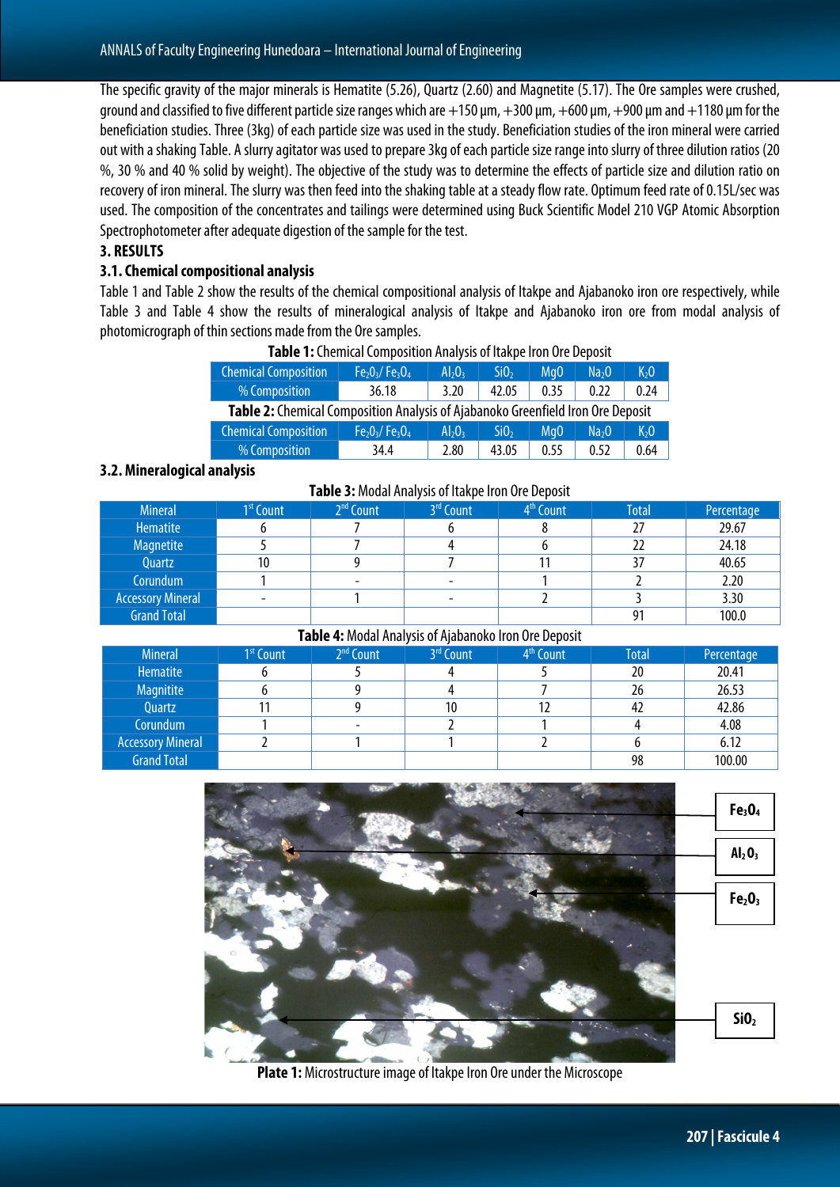The specific gravity of the major minerals is Hematite (5.26), Quartz (2.60) and Magnetite (5.17). The Ore samples were crushed, ground and classified to five different particle size ranges which are +150 µm, +300 µm, +600 µm, +900 µm and +1180 µm for the beneficiation studies. Three (3kg) of each particle size was used in the study. Beneficiation studies of the iron mineral were carried out with a shaking Table. A slurry agitator was used to prepare 3kg of each particle size range into slurry of three dilution ratios (20 %, 30 % and 40 % solid by weight). The objective of the study was to determine the effects of particle size and dilution ratio on recovery of iron mineral. The slurry was then feed into the shaking table at a steady flow rate. Optimum feed rate of 0.15L/sec was used. The composition of the concentrates and tailings were determined using Buck Scientific Model 210 VGP Atomic Absorption Spectrophotometer after adequate digestion of the sample for the test.

## 3. RESULTS

### 3.1. Chemical compositional analysis

Table 1 and Table 2 show the results of the chemical compositional analysis of Itakpe and Ajabanoko iron ore respectively, while Table 3 and Table 4 show the results of mineralogical analysis of Itakpe and Ajabanoko iron ore from modal analysis of photomicrograph of thin sections made from the Ore samples.

**Table 1:** Chemical Composition Analysis of Itakpe Iron Ore Deposit

| Chemical Composition | $Fe_2O_3$/ $Fe_3O_4$ | $Al_2O_3$ | $SiO_2$ | MgO | $Na_2O$ | $K_2O$ |
|---|---|---|---|---|---|---|
| % Composition | 36.18 | 3.20 | 42.05 | 0.35 | 0.22 | 0.24 |

**Table 2:** Chemical Composition Analysis of Ajabanoko Greenfield Iron Ore Deposit

| Chemical Composition | $Fe_2O_3$/ $Fe_3O_4$ | $Al_2O_3$ | $SiO_2$ | MgO | $Na_2O$ | $K_2O$ |
|---|---|---|---|---|---|---|
| % Composition | 34.4 | 2.80 | 43.05 | 0.55 | 0.52 | 0.64 |

### 3.2. Mineralogical analysis

**Table 3:** Modal Analysis of Itakpe Iron Ore Deposit

| Mineral | 1st Count | 2nd Count | 3rd Count | 4th Count | Total | Percentage |
|---|---|---|---|---|---|---|
| Hematite | 6 | 7 | 6 | 8 | 27 | 29.67 |
| Magnetite | 5 | 7 | 4 | 6 | 22 | 24.18 |
| Quartz | 10 | 9 | 7 | 11 | 37 | 40.65 |
| Corundum | 1 | - | - | 1 | 2 | 2.20 |
| Accessory Mineral | - | 1 | - | 2 | 3 | 3.30 |
| Grand Total | | | | | 91 | 100.0 |

**Table 4:** Modal Analysis of Ajabanoko Iron Ore Deposit

| Mineral | 1st Count | 2nd Count | 3rd Count | 4th Count | Total | Percentage |
|---|---|---|---|---|---|---|
| Hematite | 6 | 5 | 4 | 5 | 20 | 20.41 |
| Magnitite | 6 | 9 | 4 | 7 | 26 | 26.53 |
| Quartz | 11 | 9 | 10 | 12 | 42 | 42.86 |
| Corundum | 1 | - | 2 | 1 | 4 | 4.08 |
| Accessory Mineral | 2 | 1 | 1 | 2 | 6 | 6.12 |
| Grand Total | | | | | 98 | 100.00 |

$Fe_3O_4$

$Al_2O_3$

$Fe_2O_3$

$SiO_2$

**Plate 1:** Microstructure image of Itakpe Iron Ore under the Microscope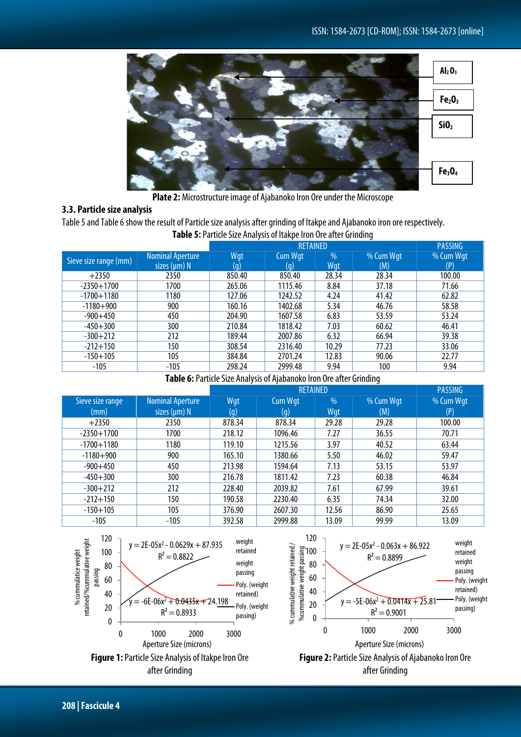**Plate 2:** Microstructure image of Ajabanoko Iron Ore under the Microscope

### 3.3. Particle size analysis

Table 5 and Table 6 show the result of Particle size analysis after grinding of Itakpe and Ajabanoko iron ore respectively.

**Table 5:** Particle Size Analysis of Itakpe Iron Ore after Grinding

| Sieve size range (mm) | Nominal Aperture sizes (μm) N | RETAINED Wgt (g) | Cum Wgt (g) | % Wgt | % Cum Wgt (M) | PASSING % Cum Wgt (P) |
|---|---|---|---|---|---|---|
| +2350 | 2350 | 850.40 | 850.40 | 28.34 | 28.34 | 100.00 |
| -2350+1700 | 1700 | 265.06 | 1115.46 | 8.84 | 37.18 | 71.66 |
| -1700+1180 | 1180 | 127.06 | 1242.52 | 4.24 | 41.42 | 62.82 |
| -1180+900 | 900 | 160.16 | 1402.68 | 5.34 | 46.76 | 58.58 |
| -900+450 | 450 | 204.90 | 1607.58 | 6.83 | 53.59 | 53.24 |
| -450+300 | 300 | 210.84 | 1818.42 | 7.03 | 60.62 | 46.41 |
| -300+212 | 212 | 189.44 | 2007.86 | 6.32 | 66.94 | 39.38 |
| -212+150 | 150 | 308.54 | 2316.40 | 10.29 | 77.23 | 33.06 |
| -150+105 | 105 | 384.84 | 2701.24 | 12.83 | 90.06 | 22.77 |
| -105 | -105 | 298.24 | 2999.48 | 9.94 | 100 | 9.94 |

**Table 6:** Particle Size Analysis of Ajabanoko Iron Ore after Grinding

| Sieve size range (mm) | Nominal Aperture sizes (μm) N | RETAINED Wgt (g) | Cum Wgt (g) | % Wgt | % Cum Wgt (M) | PASSING % Cum Wgt (P) |
|---|---|---|---|---|---|---|
| +2350 | 2350 | 878.34 | 878.34 | 29.28 | 29.28 | 100.00 |
| -2350+1700 | 1700 | 218.12 | 1096.46 | 7.27 | 36.55 | 70.71 |
| -1700+1180 | 1180 | 119.10 | 1215.56 | 3.97 | 40.52 | 63.44 |
| -1180+900 | 900 | 165.10 | 1380.66 | 5.50 | 46.02 | 59.47 |
| -900+450 | 450 | 213.98 | 1594.64 | 7.13 | 53.15 | 53.97 |
| -450+300 | 300 | 216.78 | 1811.42 | 7.23 | 60.38 | 46.84 |
| -300+212 | 212 | 228.40 | 2039.82 | 7.61 | 67.99 | 39.61 |
| -212+150 | 150 | 190.58 | 2230.40 | 6.35 | 74.34 | 32.00 |
| -150+105 | 105 | 376.90 | 2607.30 | 12.56 | 86.90 | 25.65 |
| -105 | -105 | 392.58 | 2999.88 | 13.09 | 99.99 | 13.09 |

**Figure 1:** Particle Size Analysis of Itakpe Iron Ore after Grinding

**Figure 2:** Particle Size Analysis of Ajabanoko Iron Ore after Grinding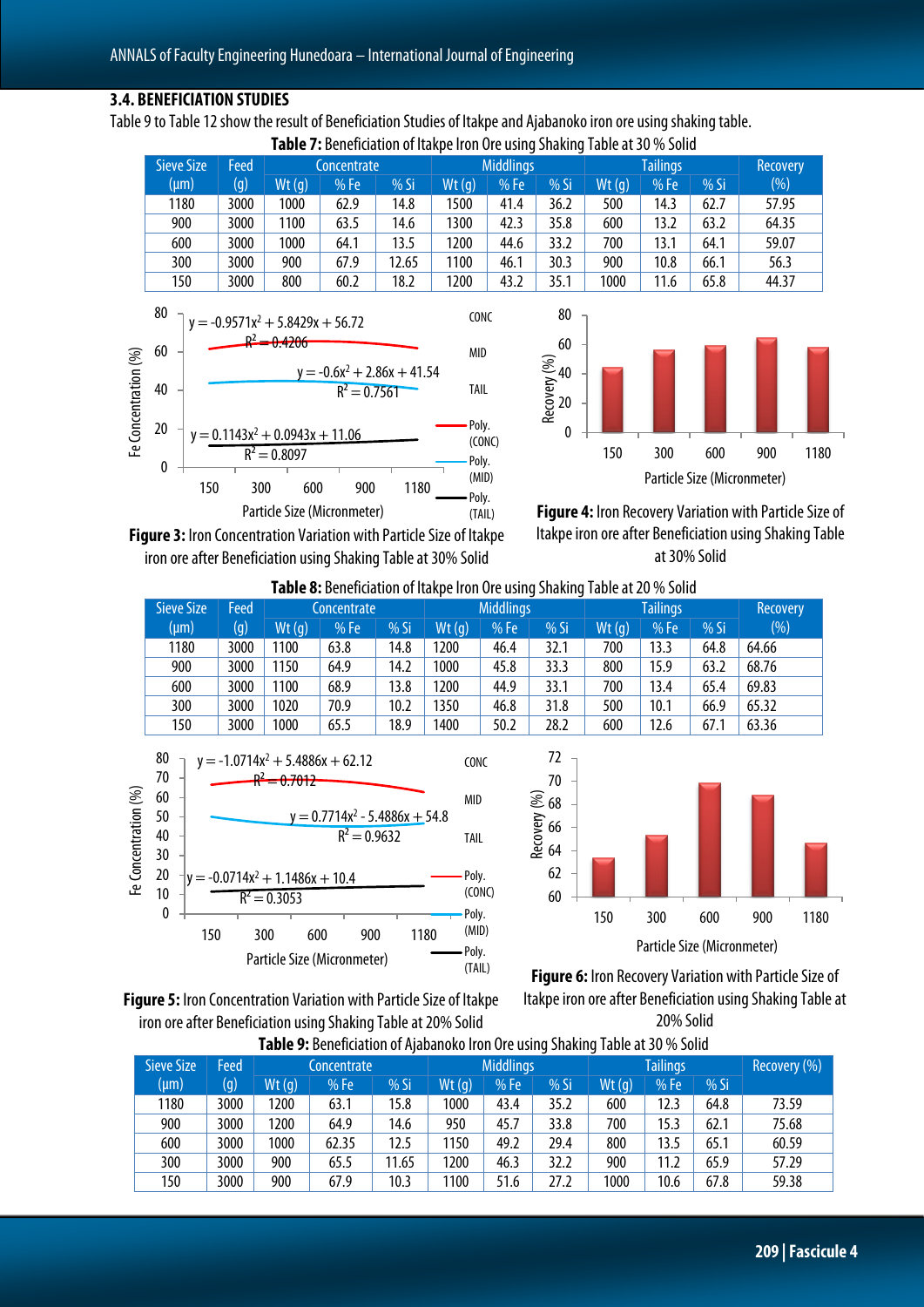### 3.4. BENEFICIATION STUDIES

Table 9 to Table 12 show the result of Beneficiation Studies of Itakpe and Ajabanoko iron ore using shaking table.

**Table 7:** Beneficiation of Itakpe Iron Ore using Shaking Table at 30 % Solid

| Sieve Size (µm) | Feed (g) | Concentrate | | | Middlings | | | Tailings | | | Recovery (%) |
|---|---|---|---|---|---|---|---|---|---|---|---|
| | | Wt (g) | % Fe | % Si | Wt (g) | % Fe | % Si | Wt (g) | % Fe | % Si | |
| 1180 | 3000 | 1000 | 62.9 | 14.8 | 1500 | 41.4 | 36.2 | 500 | 14.3 | 62.7 | 57.95 |
| 900 | 3000 | 1100 | 63.5 | 14.6 | 1300 | 42.3 | 35.8 | 600 | 13.2 | 63.2 | 64.35 |
| 600 | 3000 | 1000 | 64.1 | 13.5 | 1200 | 44.6 | 33.2 | 700 | 13.1 | 64.1 | 59.07 |
| 300 | 3000 | 900 | 67.9 | 12.65 | 1100 | 46.1 | 30.3 | 900 | 10.8 | 66.1 | 56.3 |
| 150 | 3000 | 800 | 60.2 | 18.2 | 1200 | 43.2 | 35.1 | 1000 | 11.6 | 65.8 | 44.37 |

**Figure 3:** Iron Concentration Variation with Particle Size of Itakpe iron ore after Beneficiation using Shaking Table at 30% Solid

**Figure 4:** Iron Recovery Variation with Particle Size of Itakpe iron ore after Beneficiation using Shaking Table at 30% Solid

**Table 8:** Beneficiation of Itakpe Iron Ore using Shaking Table at 20 % Solid

| Sieve Size (µm) | Feed (g) | Concentrate | | | Middlings | | | Tailings | | | Recovery (%) |
|---|---|---|---|---|---|---|---|---|---|---|---|
| | | Wt (g) | % Fe | % Si | Wt (g) | % Fe | % Si | Wt (g) | % Fe | % Si | |
| 1180 | 3000 | 1100 | 63.8 | 14.8 | 1200 | 46.4 | 32.1 | 700 | 13.3 | 64.8 | 64.66 |
| 900 | 3000 | 1150 | 64.9 | 14.2 | 1000 | 45.8 | 33.3 | 800 | 15.9 | 63.2 | 68.76 |
| 600 | 3000 | 1100 | 68.9 | 13.8 | 1200 | 44.9 | 33.1 | 700 | 13.4 | 65.4 | 69.83 |
| 300 | 3000 | 1020 | 70.9 | 10.2 | 1350 | 46.8 | 31.8 | 500 | 10.1 | 66.9 | 65.32 |
| 150 | 3000 | 1000 | 65.5 | 18.9 | 1400 | 50.2 | 28.2 | 600 | 12.6 | 67.1 | 63.36 |

**Figure 5:** Iron Concentration Variation with Particle Size of Itakpe iron ore after Beneficiation using Shaking Table at 20% Solid

**Figure 6:** Iron Recovery Variation with Particle Size of Itakpe iron ore after Beneficiation using Shaking Table at 20% Solid

**Table 9:** Beneficiation of Ajabanoko Iron Ore using Shaking Table at 30 % Solid

| Sieve Size (µm) | Feed (g) | Concentrate | | | Middlings | | | Tailings | | | Recovery (%) |
|---|---|---|---|---|---|---|---|---|---|---|---|
| | | Wt (g) | % Fe | % Si | Wt (g) | % Fe | % Si | Wt (g) | % Fe | % Si | |
| 1180 | 3000 | 1200 | 63.1 | 15.8 | 1000 | 43.4 | 35.2 | 600 | 12.3 | 64.8 | 73.59 |
| 900 | 3000 | 1200 | 64.9 | 14.6 | 950 | 45.7 | 33.8 | 700 | 15.3 | 62.1 | 75.68 |
| 600 | 3000 | 1000 | 62.35 | 12.5 | 1150 | 49.2 | 29.4 | 800 | 13.5 | 65.1 | 60.59 |
| 300 | 3000 | 900 | 65.5 | 11.65 | 1200 | 46.3 | 32.2 | 900 | 11.2 | 65.9 | 57.29 |
| 150 | 3000 | 900 | 67.9 | 10.3 | 1100 | 51.6 | 27.2 | 1000 | 10.6 | 67.8 | 59.38 |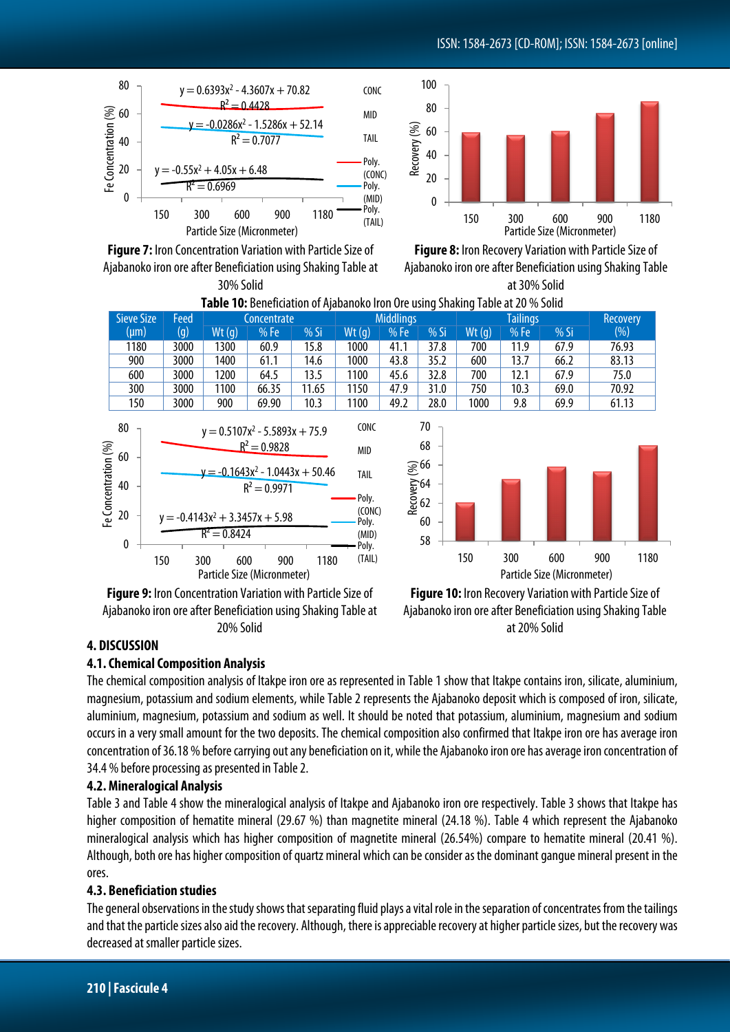**Figure 7:** Iron Concentration Variation with Particle Size of Ajabanoko iron ore after Beneficiation using Shaking Table at 30% Solid

**Figure 8:** Iron Recovery Variation with Particle Size of Ajabanoko iron ore after Beneficiation using Shaking Table at 30% Solid

**Table 10:** Beneficiation of Ajabanoko Iron Ore using Shaking Table at 20 % Solid

| Sieve Size (μm) | Feed (g) | Concentrate | | | Middlings | | | Tailings | | | Recovery (%) |
|---|---|---|---|---|---|---|---|---|---|---|---|
| | | Wt (g) | % Fe | % Si | Wt (g) | % Fe | % Si | Wt (g) | % Fe | % Si | |
| 1180 | 3000 | 1300 | 60.9 | 15.8 | 1000 | 41.1 | 37.8 | 700 | 11.9 | 67.9 | 76.93 |
| 900 | 3000 | 1400 | 61.1 | 14.6 | 1000 | 43.8 | 35.2 | 600 | 13.7 | 66.2 | 83.13 |
| 600 | 3000 | 1200 | 64.5 | 13.5 | 1100 | 45.6 | 32.8 | 700 | 12.1 | 67.9 | 75.0 |
| 300 | 3000 | 1100 | 66.35 | 11.65 | 1150 | 47.9 | 31.0 | 750 | 10.3 | 69.0 | 70.92 |
| 150 | 3000 | 900 | 69.90 | 10.3 | 1100 | 49.2 | 28.0 | 1000 | 9.8 | 69.9 | 61.13 |

**Figure 9:** Iron Concentration Variation with Particle Size of Ajabanoko iron ore after Beneficiation using Shaking Table at 20% Solid

**Figure 10:** Iron Recovery Variation with Particle Size of Ajabanoko iron ore after Beneficiation using Shaking Table at 20% Solid

## 4. DISCUSSION

### 4.1. Chemical Composition Analysis

The chemical composition analysis of Itakpe iron ore as represented in Table 1 show that Itakpe contains iron, silicate, aluminium, magnesium, potassium and sodium elements, while Table 2 represents the Ajabanoko deposit which is composed of iron, silicate, aluminium, magnesium, potassium and sodium as well. It should be noted that potassium, aluminium, magnesium and sodium occurs in a very small amount for the two deposits. The chemical composition also confirmed that Itakpe iron ore has average iron concentration of 36.18 % before carrying out any beneficiation on it, while the Ajabanoko iron ore has average iron concentration of 34.4 % before processing as presented in Table 2.

### 4.2. Mineralogical Analysis

Table 3 and Table 4 show the mineralogical analysis of Itakpe and Ajabanoko iron ore respectively. Table 3 shows that Itakpe has higher composition of hematite mineral (29.67 %) than magnetite mineral (24.18 %). Table 4 which represent the Ajabanoko mineralogical analysis which has higher composition of magnetite mineral (26.54%) compare to hematite mineral (20.41 %). Although, both ore has higher composition of quartz mineral which can be consider as the dominant gangue mineral present in the ores.

### 4.3. Beneficiation studies

The general observations in the study shows that separating fluid plays a vital role in the separation of concentrates from the tailings and that the particle sizes also aid the recovery. Although, there is appreciable recovery at higher particle sizes, but the recovery was decreased at smaller particle sizes.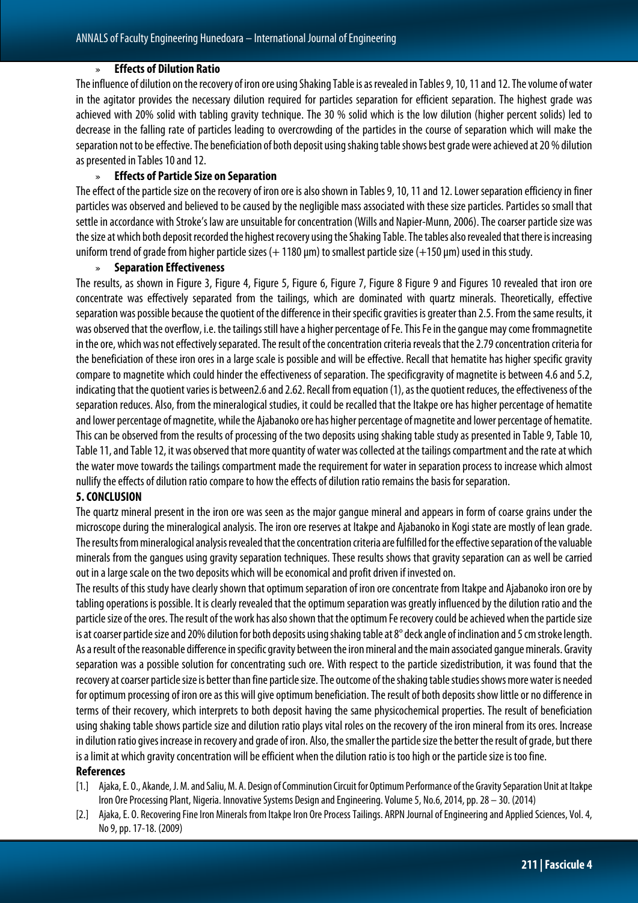» **Effects of Dilution Ratio**

The influence of dilution on the recovery of iron ore using Shaking Table is as revealed in Tables 9, 10, 11 and 12. The volume of water in the agitator provides the necessary dilution required for particles separation for efficient separation. The highest grade was achieved with 20% solid with tabling gravity technique. The 30 % solid which is the low dilution (higher percent solids) led to decrease in the falling rate of particles leading to overcrowding of the particles in the course of separation which will make the separation not to be effective. The beneficiation of both deposit using shaking table shows best grade were achieved at 20 % dilution as presented in Tables 10 and 12.

» **Effects of Particle Size on Separation**

The effect of the particle size on the recovery of iron ore is also shown in Tables 9, 10, 11 and 12. Lower separation efficiency in finer particles was observed and believed to be caused by the negligible mass associated with these size particles. Particles so small that settle in accordance with Stroke's law are unsuitable for concentration (Wills and Napier-Munn, 2006). The coarser particle size was the size at which both deposit recorded the highest recovery using the Shaking Table. The tables also revealed that there is increasing uniform trend of grade from higher particle sizes (+ 1180 μm) to smallest particle size (+150 μm) used in this study.

» **Separation Effectiveness**

The results, as shown in Figure 3, Figure 4, Figure 5, Figure 6, Figure 7, Figure 8 Figure 9 and Figures 10 revealed that iron ore concentrate was effectively separated from the tailings, which are dominated with quartz minerals. Theoretically, effective separation was possible because the quotient of the difference in their specific gravities is greater than 2.5. From the same results, it was observed that the overflow, i.e. the tailings still have a higher percentage of Fe. This Fe in the gangue may come frommagnetite in the ore, which was not effectively separated. The result of the concentration criteria reveals that the 2.79 concentration criteria for the beneficiation of these iron ores in a large scale is possible and will be effective. Recall that hematite has higher specific gravity compare to magnetite which could hinder the effectiveness of separation. The specificgravity of magnetite is between 4.6 and 5.2, indicating that the quotient varies is between2.6 and 2.62. Recall from equation (1), as the quotient reduces, the effectiveness of the separation reduces. Also, from the mineralogical studies, it could be recalled that the Itakpe ore has higher percentage of hematite and lower percentage of magnetite, while the Ajabanoko ore has higher percentage of magnetite and lower percentage of hematite. This can be observed from the results of processing of the two deposits using shaking table study as presented in Table 9, Table 10, Table 11, and Table 12, it was observed that more quantity of water was collected at the tailings compartment and the rate at which the water move towards the tailings compartment made the requirement for water in separation process to increase which almost nullify the effects of dilution ratio compare to how the effects of dilution ratio remains the basis for separation.

## 5. CONCLUSION

The quartz mineral present in the iron ore was seen as the major gangue mineral and appears in form of coarse grains under the microscope during the mineralogical analysis. The iron ore reserves at Itakpe and Ajabanoko in Kogi state are mostly of lean grade. The results from mineralogical analysis revealed that the concentration criteria are fulfilled for the effective separation of the valuable minerals from the gangues using gravity separation techniques. These results shows that gravity separation can as well be carried out in a large scale on the two deposits which will be economical and profit driven if invested on.

The results of this study have clearly shown that optimum separation of iron ore concentrate from Itakpe and Ajabanoko iron ore by tabling operations is possible. It is clearly revealed that the optimum separation was greatly influenced by the dilution ratio and the particle size of the ores. The result of the work has also shown that the optimum Fe recovery could be achieved when the particle size is at coarser particle size and 20% dilution for both deposits using shaking table at 8° deck angle of inclination and 5 cm stroke length. As a result of the reasonable difference in specific gravity between the iron mineral and the main associated gangue minerals. Gravity separation was a possible solution for concentrating such ore. With respect to the particle sizedistribution, it was found that the recovery at coarser particle size is better than fine particle size. The outcome of the shaking table studies shows more water is needed for optimum processing of iron ore as this will give optimum beneficiation. The result of both deposits show little or no difference in terms of their recovery, which interprets to both deposit having the same physicochemical properties. The result of beneficiation using shaking table shows particle size and dilution ratio plays vital roles on the recovery of the iron mineral from its ores. Increase in dilution ratio gives increase in recovery and grade of iron. Also, the smaller the particle size the better the result of grade, but there is a limit at which gravity concentration will be efficient when the dilution ratio is too high or the particle size is too fine.

## References

[1.] Ajaka, E. O., Akande, J. M. and Saliu, M. A. Design of Comminution Circuit for Optimum Performance of the Gravity Separation Unit at Itakpe Iron Ore Processing Plant, Nigeria. Innovative Systems Design and Engineering. Volume 5, No.6, 2014, pp. 28 – 30. (2014)

[2.] Ajaka, E. O. Recovering Fine Iron Minerals from Itakpe Iron Ore Process Tailings. ARPN Journal of Engineering and Applied Sciences, Vol. 4, No 9, pp. 17-18. (2009)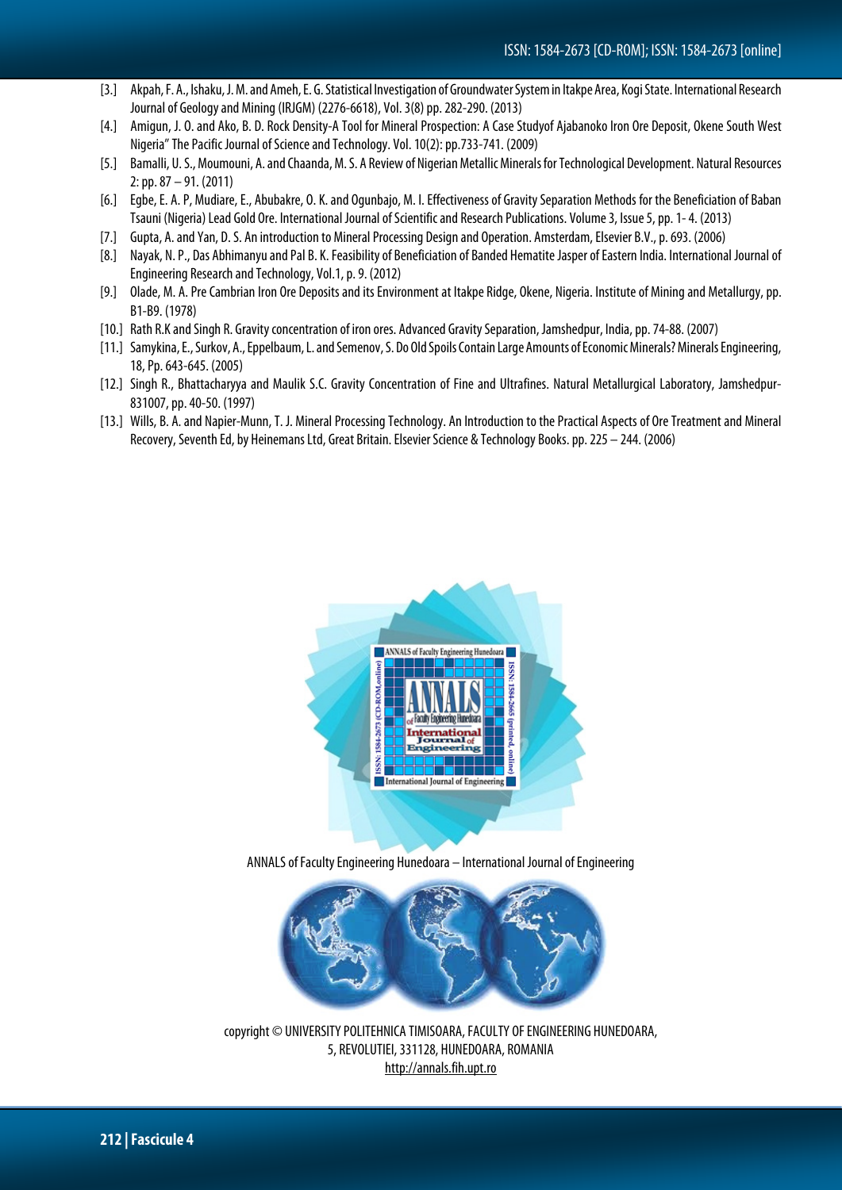[3.] Akpah, F. A., Ishaku, J. M. and Ameh, E. G. Statistical Investigation of Groundwater System in Itakpe Area, Kogi State. International Research Journal of Geology and Mining (IRJGM) (2276-6618), Vol. 3(8) pp. 282-290. (2013)

[4.] Amigun, J. O. and Ako, B. D. Rock Density-A Tool for Mineral Prospection: A Case Studyof Ajabanoko Iron Ore Deposit, Okene South West Nigeria" The Pacific Journal of Science and Technology. Vol. 10(2): pp.733-741. (2009)

[5.] Bamalli, U. S., Moumouni, A. and Chaanda, M. S. A Review of Nigerian Metallic Minerals for Technological Development. Natural Resources 2: pp. 87 – 91. (2011)

[6.] Egbe, E. A. P, Mudiare, E., Abubakre, O. K. and Ogunbajo, M. I. Effectiveness of Gravity Separation Methods for the Beneficiation of Baban Tsauni (Nigeria) Lead Gold Ore. International Journal of Scientific and Research Publications. Volume 3, Issue 5, pp. 1- 4. (2013)

[7.] Gupta, A. and Yan, D. S. An introduction to Mineral Processing Design and Operation. Amsterdam, Elsevier B.V., p. 693. (2006)

[8.] Nayak, N. P., Das Abhimanyu and Pal B. K. Feasibility of Beneficiation of Banded Hematite Jasper of Eastern India. International Journal of Engineering Research and Technology, Vol.1, p. 9. (2012)

[9.] Olade, M. A. Pre Cambrian Iron Ore Deposits and its Environment at Itakpe Ridge, Okene, Nigeria. Institute of Mining and Metallurgy, pp. B1-B9. (1978)

[10.] Rath R.K and Singh R. Gravity concentration of iron ores. Advanced Gravity Separation, Jamshedpur, India, pp. 74-88. (2007)

[11.] Samykina, E., Surkov, A., Eppelbaum, L. and Semenov, S. Do Old Spoils Contain Large Amounts of Economic Minerals? Minerals Engineering, 18, Pp. 643-645. (2005)

[12.] Singh R., Bhattacharyya and Maulik S.C. Gravity Concentration of Fine and Ultrafines. Natural Metallurgical Laboratory, Jamshedpur-831007, pp. 40-50. (1997)

[13.] Wills, B. A. and Napier-Munn, T. J. Mineral Processing Technology. An Introduction to the Practical Aspects of Ore Treatment and Mineral Recovery, Seventh Ed, by Heinemans Ltd, Great Britain. Elsevier Science & Technology Books. pp. 225 – 244. (2006)

ANNALS of Faculty Engineering Hunedoara – International Journal of Engineering

copyright © UNIVERSITY POLITEHNICA TIMISOARA, FACULTY OF ENGINEERING HUNEDOARA,
5, REVOLUTIEI, 331128, HUNEDOARA, ROMANIA
http://annals.fih.upt.ro